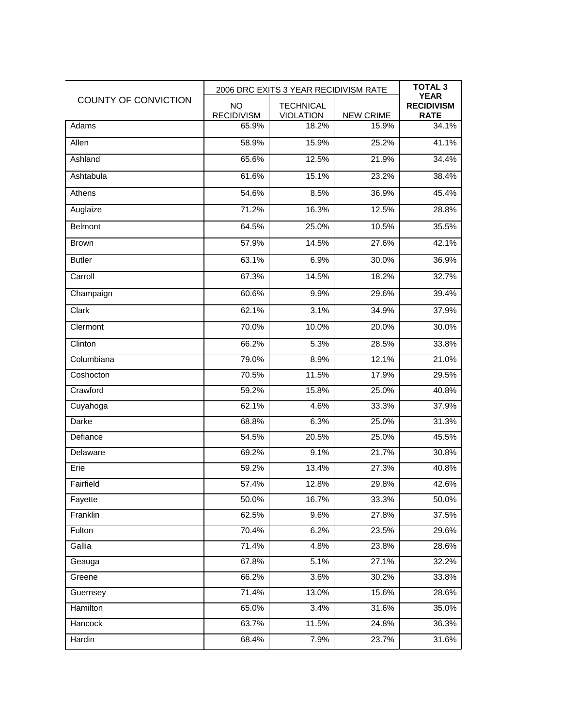| COUNTY OF CONVICTION | 2006 DRC EXITS 3 YEAR RECIDIVISM RATE | | | TOTAL 3 YEAR RECIDIVISM RATE |
|---|---|---|---|---|
| | NO RECIDIVISM | TECHNICAL VIOLATION | NEW CRIME | |
| Adams | 65.9% | 18.2% | 15.9% | 34.1% |
| Allen | 58.9% | 15.9% | 25.2% | 41.1% |
| Ashland | 65.6% | 12.5% | 21.9% | 34.4% |
| Ashtabula | 61.6% | 15.1% | 23.2% | 38.4% |
| Athens | 54.6% | 8.5% | 36.9% | 45.4% |
| Auglaize | 71.2% | 16.3% | 12.5% | 28.8% |
| Belmont | 64.5% | 25.0% | 10.5% | 35.5% |
| Brown | 57.9% | 14.5% | 27.6% | 42.1% |
| Butler | 63.1% | 6.9% | 30.0% | 36.9% |
| Carroll | 67.3% | 14.5% | 18.2% | 32.7% |
| Champaign | 60.6% | 9.9% | 29.6% | 39.4% |
| Clark | 62.1% | 3.1% | 34.9% | 37.9% |
| Clermont | 70.0% | 10.0% | 20.0% | 30.0% |
| Clinton | 66.2% | 5.3% | 28.5% | 33.8% |
| Columbiana | 79.0% | 8.9% | 12.1% | 21.0% |
| Coshocton | 70.5% | 11.5% | 17.9% | 29.5% |
| Crawford | 59.2% | 15.8% | 25.0% | 40.8% |
| Cuyahoga | 62.1% | 4.6% | 33.3% | 37.9% |
| Darke | 68.8% | 6.3% | 25.0% | 31.3% |
| Defiance | 54.5% | 20.5% | 25.0% | 45.5% |
| Delaware | 69.2% | 9.1% | 21.7% | 30.8% |
| Erie | 59.2% | 13.4% | 27.3% | 40.8% |
| Fairfield | 57.4% | 12.8% | 29.8% | 42.6% |
| Fayette | 50.0% | 16.7% | 33.3% | 50.0% |
| Franklin | 62.5% | 9.6% | 27.8% | 37.5% |
| Fulton | 70.4% | 6.2% | 23.5% | 29.6% |
| Gallia | 71.4% | 4.8% | 23.8% | 28.6% |
| Geauga | 67.8% | 5.1% | 27.1% | 32.2% |
| Greene | 66.2% | 3.6% | 30.2% | 33.8% |
| Guernsey | 71.4% | 13.0% | 15.6% | 28.6% |
| Hamilton | 65.0% | 3.4% | 31.6% | 35.0% |
| Hancock | 63.7% | 11.5% | 24.8% | 36.3% |
| Hardin | 68.4% | 7.9% | 23.7% | 31.6% |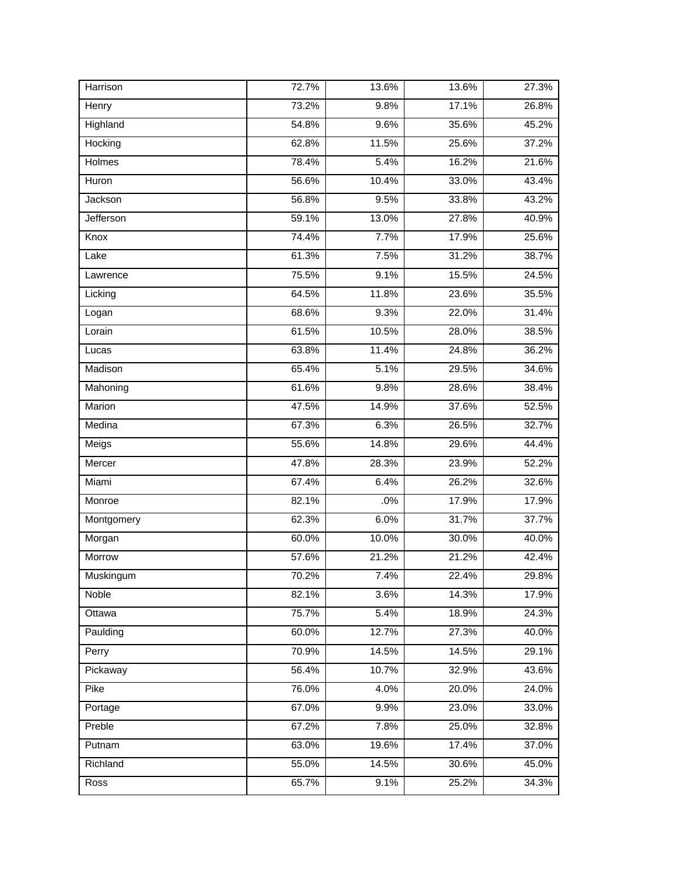| | | | | |
|---|---|---|---|---|
| Harrison | 72.7% | 13.6% | 13.6% | 27.3% |
| Henry | 73.2% | 9.8% | 17.1% | 26.8% |
| Highland | 54.8% | 9.6% | 35.6% | 45.2% |
| Hocking | 62.8% | 11.5% | 25.6% | 37.2% |
| Holmes | 78.4% | 5.4% | 16.2% | 21.6% |
| Huron | 56.6% | 10.4% | 33.0% | 43.4% |
| Jackson | 56.8% | 9.5% | 33.8% | 43.2% |
| Jefferson | 59.1% | 13.0% | 27.8% | 40.9% |
| Knox | 74.4% | 7.7% | 17.9% | 25.6% |
| Lake | 61.3% | 7.5% | 31.2% | 38.7% |
| Lawrence | 75.5% | 9.1% | 15.5% | 24.5% |
| Licking | 64.5% | 11.8% | 23.6% | 35.5% |
| Logan | 68.6% | 9.3% | 22.0% | 31.4% |
| Lorain | 61.5% | 10.5% | 28.0% | 38.5% |
| Lucas | 63.8% | 11.4% | 24.8% | 36.2% |
| Madison | 65.4% | 5.1% | 29.5% | 34.6% |
| Mahoning | 61.6% | 9.8% | 28.6% | 38.4% |
| Marion | 47.5% | 14.9% | 37.6% | 52.5% |
| Medina | 67.3% | 6.3% | 26.5% | 32.7% |
| Meigs | 55.6% | 14.8% | 29.6% | 44.4% |
| Mercer | 47.8% | 28.3% | 23.9% | 52.2% |
| Miami | 67.4% | 6.4% | 26.2% | 32.6% |
| Monroe | 82.1% | .0% | 17.9% | 17.9% |
| Montgomery | 62.3% | 6.0% | 31.7% | 37.7% |
| Morgan | 60.0% | 10.0% | 30.0% | 40.0% |
| Morrow | 57.6% | 21.2% | 21.2% | 42.4% |
| Muskingum | 70.2% | 7.4% | 22.4% | 29.8% |
| Noble | 82.1% | 3.6% | 14.3% | 17.9% |
| Ottawa | 75.7% | 5.4% | 18.9% | 24.3% |
| Paulding | 60.0% | 12.7% | 27.3% | 40.0% |
| Perry | 70.9% | 14.5% | 14.5% | 29.1% |
| Pickaway | 56.4% | 10.7% | 32.9% | 43.6% |
| Pike | 76.0% | 4.0% | 20.0% | 24.0% |
| Portage | 67.0% | 9.9% | 23.0% | 33.0% |
| Preble | 67.2% | 7.8% | 25.0% | 32.8% |
| Putnam | 63.0% | 19.6% | 17.4% | 37.0% |
| Richland | 55.0% | 14.5% | 30.6% | 45.0% |
| Ross | 65.7% | 9.1% | 25.2% | 34.3% |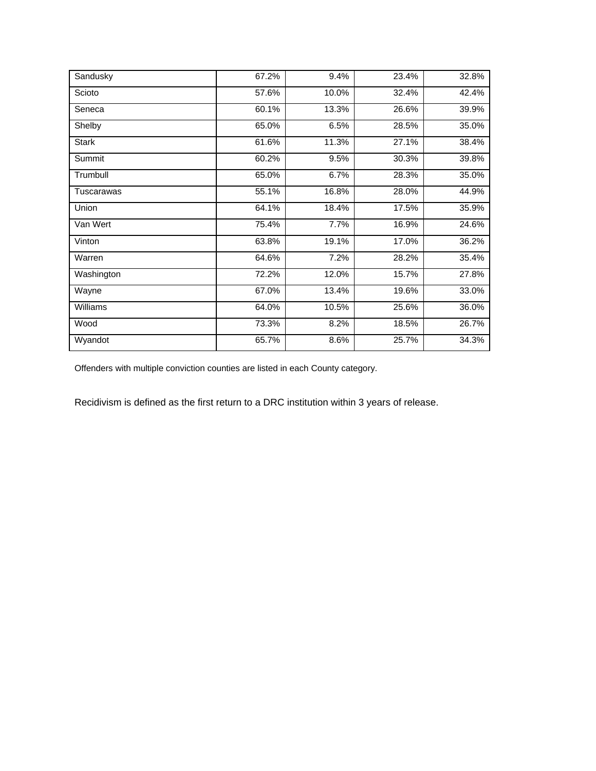| | | | | |
|---|---|---|---|---|
| Sandusky | 67.2% | 9.4% | 23.4% | 32.8% |
| Scioto | 57.6% | 10.0% | 32.4% | 42.4% |
| Seneca | 60.1% | 13.3% | 26.6% | 39.9% |
| Shelby | 65.0% | 6.5% | 28.5% | 35.0% |
| Stark | 61.6% | 11.3% | 27.1% | 38.4% |
| Summit | 60.2% | 9.5% | 30.3% | 39.8% |
| Trumbull | 65.0% | 6.7% | 28.3% | 35.0% |
| Tuscarawas | 55.1% | 16.8% | 28.0% | 44.9% |
| Union | 64.1% | 18.4% | 17.5% | 35.9% |
| Van Wert | 75.4% | 7.7% | 16.9% | 24.6% |
| Vinton | 63.8% | 19.1% | 17.0% | 36.2% |
| Warren | 64.6% | 7.2% | 28.2% | 35.4% |
| Washington | 72.2% | 12.0% | 15.7% | 27.8% |
| Wayne | 67.0% | 13.4% | 19.6% | 33.0% |
| Williams | 64.0% | 10.5% | 25.6% | 36.0% |
| Wood | 73.3% | 8.2% | 18.5% | 26.7% |
| Wyandot | 65.7% | 8.6% | 25.7% | 34.3% |

Offenders with multiple conviction counties are listed in each County category.

Recidivism is defined as the first return to a DRC institution within 3 years of release.